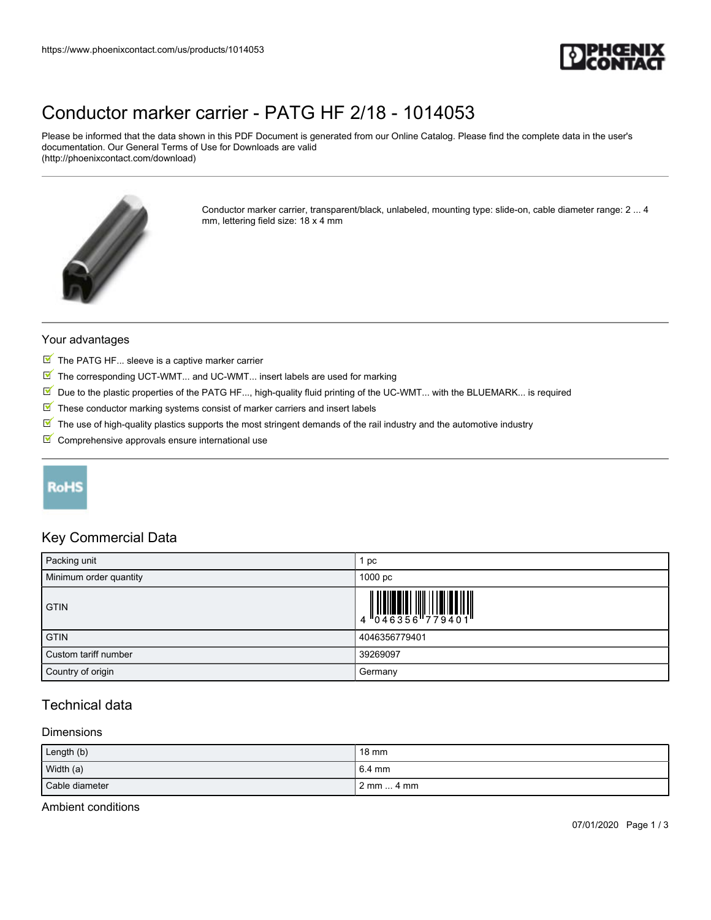https://www.phoenixcontact.com/us/products/1014053

# Conductor marker carrier - PATG HF 2/18 - 1014053

Please be informed that the data shown in this PDF Document is generated from our Online Catalog. Please find the complete data in the user's documentation. Our General Terms of Use for Downloads are valid (http://phoenixcontact.com/download)

Conductor marker carrier, transparent/black, unlabeled, mounting type: slide-on, cable diameter range: 2 ... 4 mm, lettering field size: 18 x 4 mm

## Your advantages

- The PATG HF... sleeve is a captive marker carrier
- The corresponding UCT-WMT... and UC-WMT... insert labels are used for marking
- Due to the plastic properties of the PATG HF..., high-quality fluid printing of the UC-WMT... with the BLUEMARK... is required
- These conductor marking systems consist of marker carriers and insert labels
- The use of high-quality plastics supports the most stringent demands of the rail industry and the automotive industry
- Comprehensive approvals ensure international use

RoHS

## Key Commercial Data

| | |
|---|---|
| Packing unit | 1 pc |
| Minimum order quantity | 1000 pc |
| GTIN | 4 046356 779401 |
| GTIN | 4046356779401 |
| Custom tariff number | 39269097 |
| Country of origin | Germany |

## Technical data

### Dimensions

| | |
|---|---|
| Length (b) | 18 mm |
| Width (a) | 6.4 mm |
| Cable diameter | 2 mm ... 4 mm |

### Ambient conditions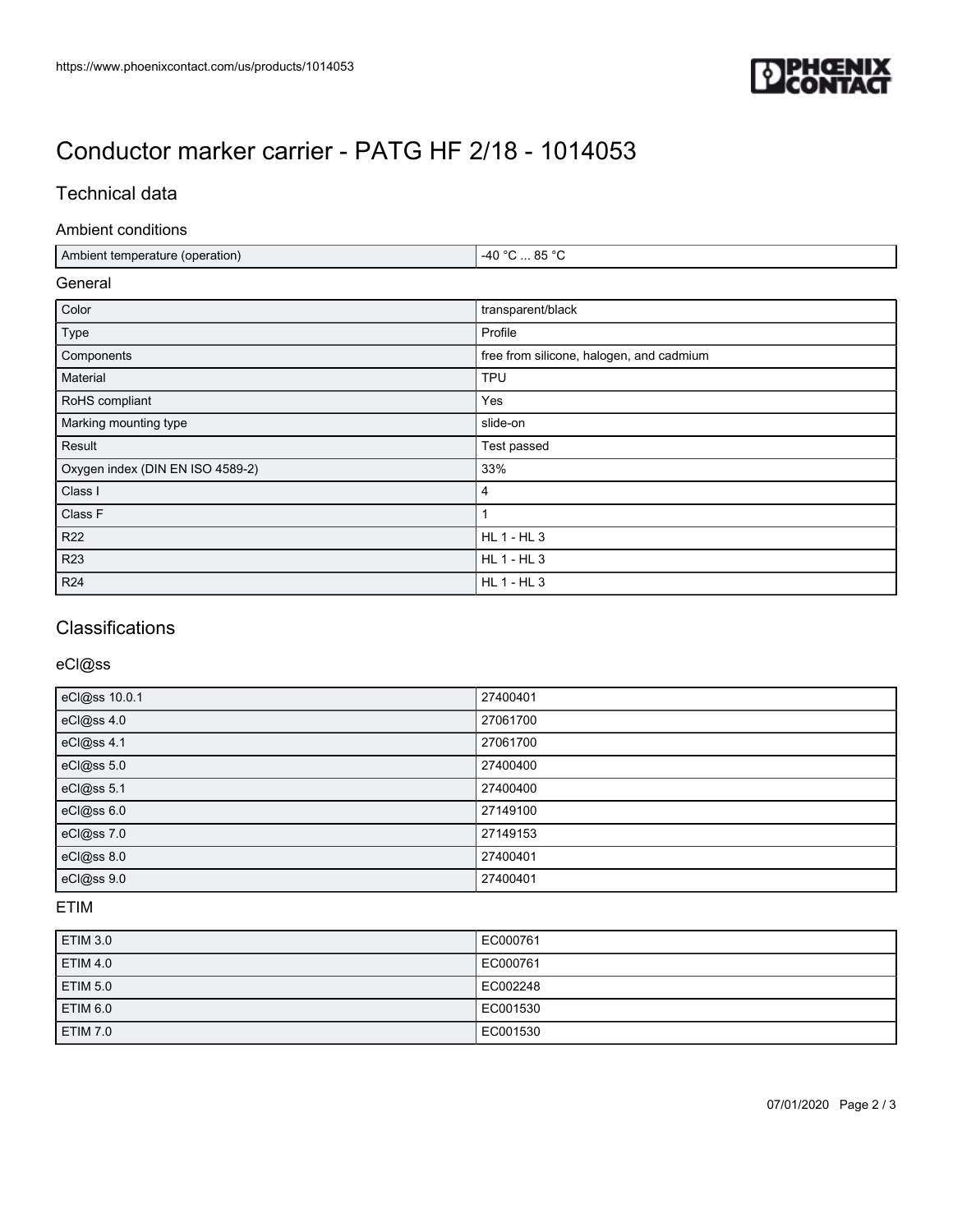# Conductor marker carrier - PATG HF 2/18 - 1014053

## Technical data

### Ambient conditions

| | |
|---|---|
| Ambient temperature (operation) | -40 °C ... 85 °C |

### General

| | |
|---|---|
| Color | transparent/black |
| Type | Profile |
| Components | free from silicone, halogen, and cadmium |
| Material | TPU |
| RoHS compliant | Yes |
| Marking mounting type | slide-on |
| Result | Test passed |
| Oxygen index (DIN EN ISO 4589-2) | 33% |
| Class I | 4 |
| Class F | 1 |
| R22 | HL 1 - HL 3 |
| R23 | HL 1 - HL 3 |
| R24 | HL 1 - HL 3 |

## Classifications

### eCl@ss

| | |
|---|---|
| eCl@ss 10.0.1 | 27400401 |
| eCl@ss 4.0 | 27061700 |
| eCl@ss 4.1 | 27061700 |
| eCl@ss 5.0 | 27400400 |
| eCl@ss 5.1 | 27400400 |
| eCl@ss 6.0 | 27149100 |
| eCl@ss 7.0 | 27149153 |
| eCl@ss 8.0 | 27400401 |
| eCl@ss 9.0 | 27400401 |

### ETIM

| | |
|---|---|
| ETIM 3.0 | EC000761 |
| ETIM 4.0 | EC000761 |
| ETIM 5.0 | EC002248 |
| ETIM 6.0 | EC001530 |
| ETIM 7.0 | EC001530 |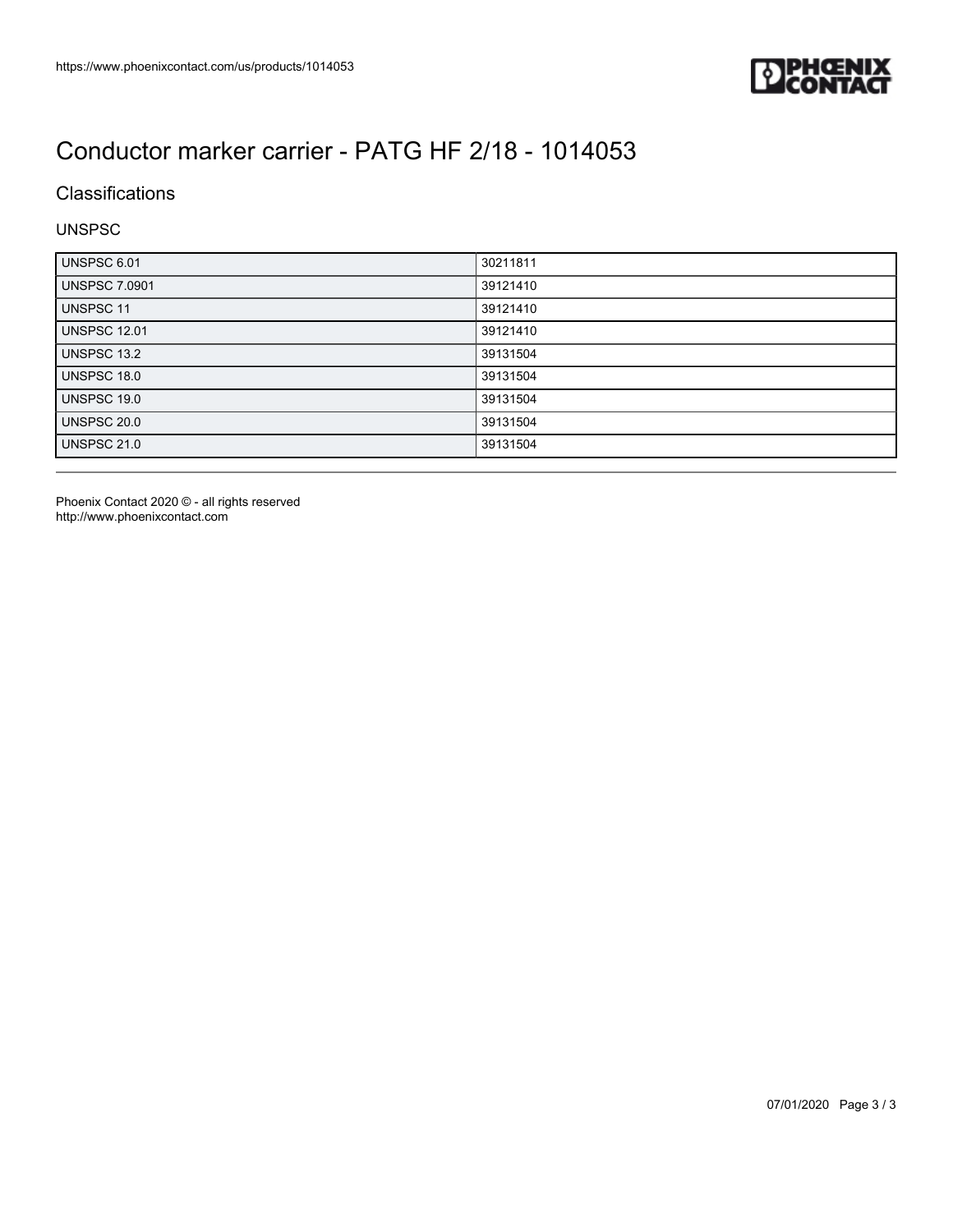# Conductor marker carrier - PATG HF 2/18 - 1014053

## Classifications

### UNSPSC

| | |
|---|---|
| UNSPSC 6.01 | 30211811 |
| UNSPSC 7.0901 | 39121410 |
| UNSPSC 11 | 39121410 |
| UNSPSC 12.01 | 39121410 |
| UNSPSC 13.2 | 39131504 |
| UNSPSC 18.0 | 39131504 |
| UNSPSC 19.0 | 39131504 |
| UNSPSC 20.0 | 39131504 |
| UNSPSC 21.0 | 39131504 |

Phoenix Contact 2020 © - all rights reserved
http://www.phoenixcontact.com